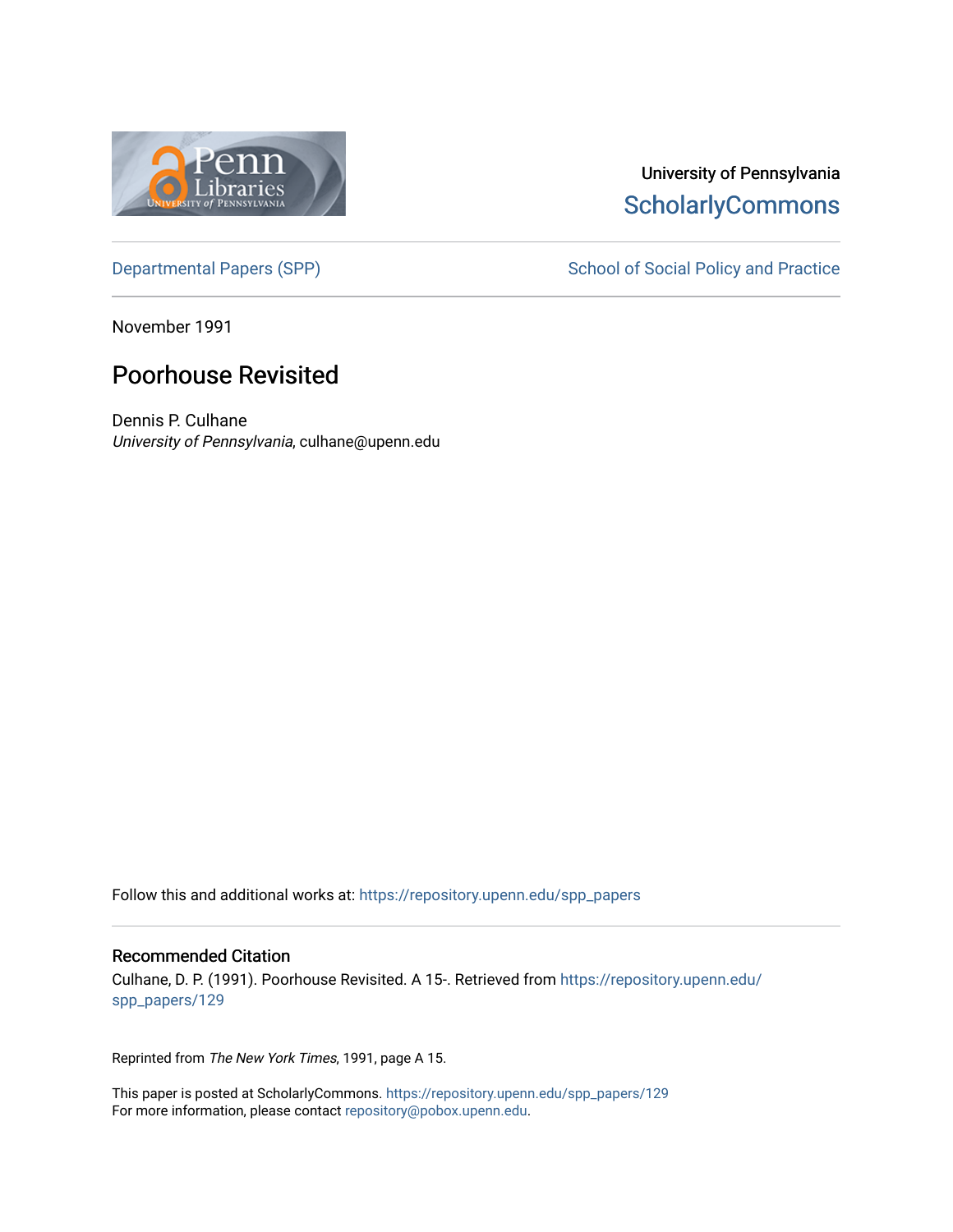University of Pennsylvania
ScholarlyCommons

Departmental Papers (SPP)

School of Social Policy and Practice

November 1991

# Poorhouse Revisited

Dennis P. Culhane
*University of Pennsylvania*, culhane@upenn.edu

Follow this and additional works at: https://repository.upenn.edu/spp_papers

## Recommended Citation

Culhane, D. P. (1991). Poorhouse Revisited. A 15-. Retrieved from https://repository.upenn.edu/spp_papers/129

Reprinted from *The New York Times*, 1991, page A 15.

This paper is posted at ScholarlyCommons. https://repository.upenn.edu/spp_papers/129
For more information, please contact repository@pobox.upenn.edu.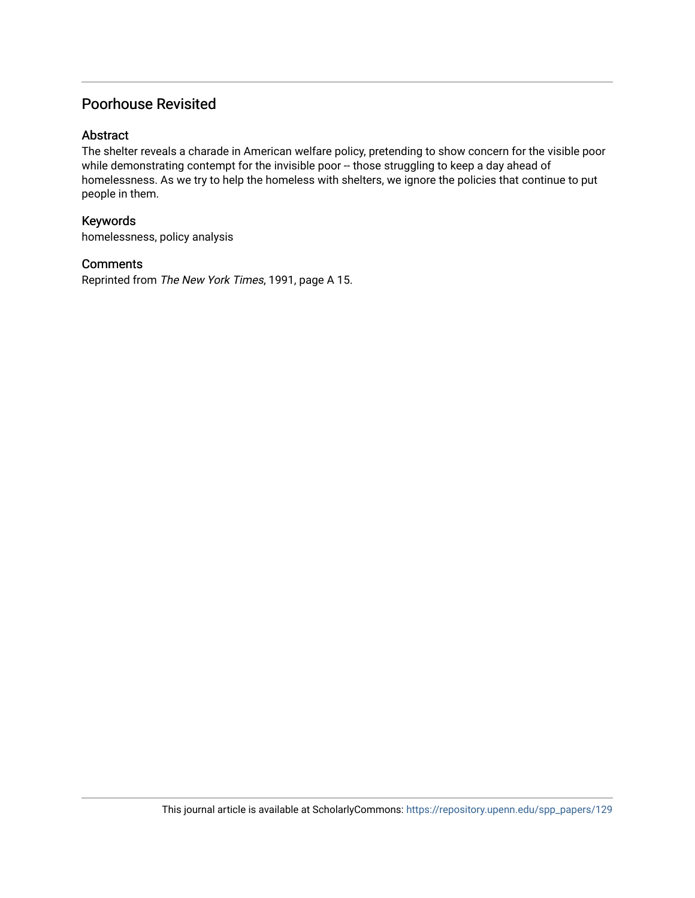## Poorhouse Revisited

### Abstract

The shelter reveals a charade in American welfare policy, pretending to show concern for the visible poor while demonstrating contempt for the invisible poor -- those struggling to keep a day ahead of homelessness. As we try to help the homeless with shelters, we ignore the policies that continue to put people in them.

### Keywords

homelessness, policy analysis

### Comments

Reprinted from *The New York Times*, 1991, page A 15.

This journal article is available at ScholarlyCommons: https://repository.upenn.edu/spp_papers/129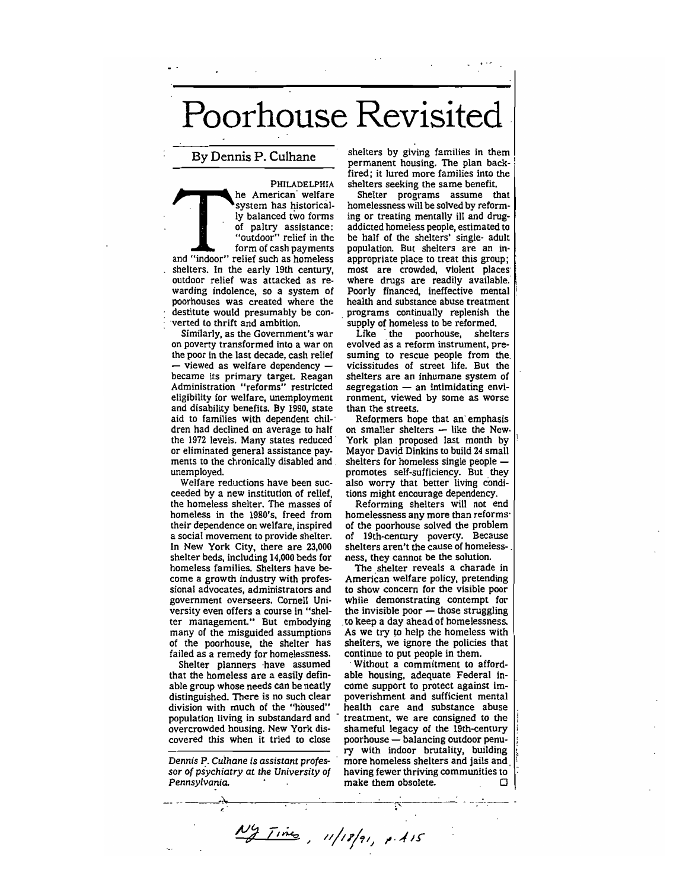# Poorhouse Revisited

## By Dennis P. Culhane

PHILADELPHIA

The American welfare system has historically balanced two forms of paltry assistance: "outdoor" relief in the form of cash payments and "indoor" relief such as homeless shelters. In the early 19th century, outdoor relief was attacked as rewarding indolence, so a system of poorhouses was created where the destitute would presumably be converted to thrift and ambition.

Similarly, as the Government's war on poverty transformed into a war on the poor in the last decade, cash relief — viewed as welfare dependency — became its primary target. Reagan Administration "reforms" restricted eligibility for welfare, unemployment and disability benefits. By 1990, state aid to families with dependent children had declined on average to half the 1972 levels. Many states reduced or eliminated general assistance payments to the chronically disabled and unemployed.

Welfare reductions have been succeeded by a new institution of relief, the homeless shelter. The masses of homeless in the 1980's, freed from their dependence on welfare, inspired a social movement to provide shelter. In New York City, there are 23,000 shelter beds, including 14,000 beds for homeless families. Shelters have become a growth industry with professional advocates, administrators and government overseers. Cornell University even offers a course in "shelter management." But embodying many of the misguided assumptions of the poorhouse, the shelter has failed as a remedy for homelessness.

Shelter planners have assumed that the homeless are a easily definable group whose needs can be neatly distinguished. There is no such clear division with much of the "housed" population living in substandard and overcrowded housing. New York discovered this when it tried to close shelters by giving families in them permanent housing. The plan backfired; it lured more families into the shelters seeking the same benefit.

Shelter programs assume that homelessness will be solved by reforming or treating mentally ill and drug-addicted homeless people, estimated to be half of the shelters' single- adult population. But shelters are an inappropriate place to treat this group; most are crowded, violent places where drugs are readily available. Poorly financed, ineffective mental health and substance abuse treatment programs continually replenish the supply of homeless to be reformed.

Like the poorhouse, shelters evolved as a reform instrument, presuming to rescue people from the vicissitudes of street life. But the shelters are an inhumane system of segregation — an intimidating environment, viewed by some as worse than the streets.

Reformers hope that an emphasis on smaller shelters — like the New York plan proposed last month by Mayor David Dinkins to build 24 small shelters for homeless single people — promotes self-sufficiency. But they also worry that better living conditions might encourage dependency.

Reforming shelters will not end homelessness any more than reforms of the poorhouse solved the problem of 19th-century poverty. Because shelters aren't the cause of homelessness, they cannot be the solution.

The shelter reveals a charade in American welfare policy, pretending to show concern for the visible poor while demonstrating contempt for the invisible poor — those struggling to keep a day ahead of homelessness. As we try to help the homeless with shelters, we ignore the policies that continue to put people in them.

Without a commitment to affordable housing, adequate Federal income support to protect against impoverishment and sufficient mental health care and substance abuse treatment, we are consigned to the shameful legacy of the 19th-century poorhouse — balancing outdoor penury with indoor brutality, building more homeless shelters and jails and having fewer thriving communities to make them obsolete. □

*Dennis P. Culhane is assistant professor of psychiatry at the University of Pennsylvania.*

NY Times, 11/18/91, p. A15